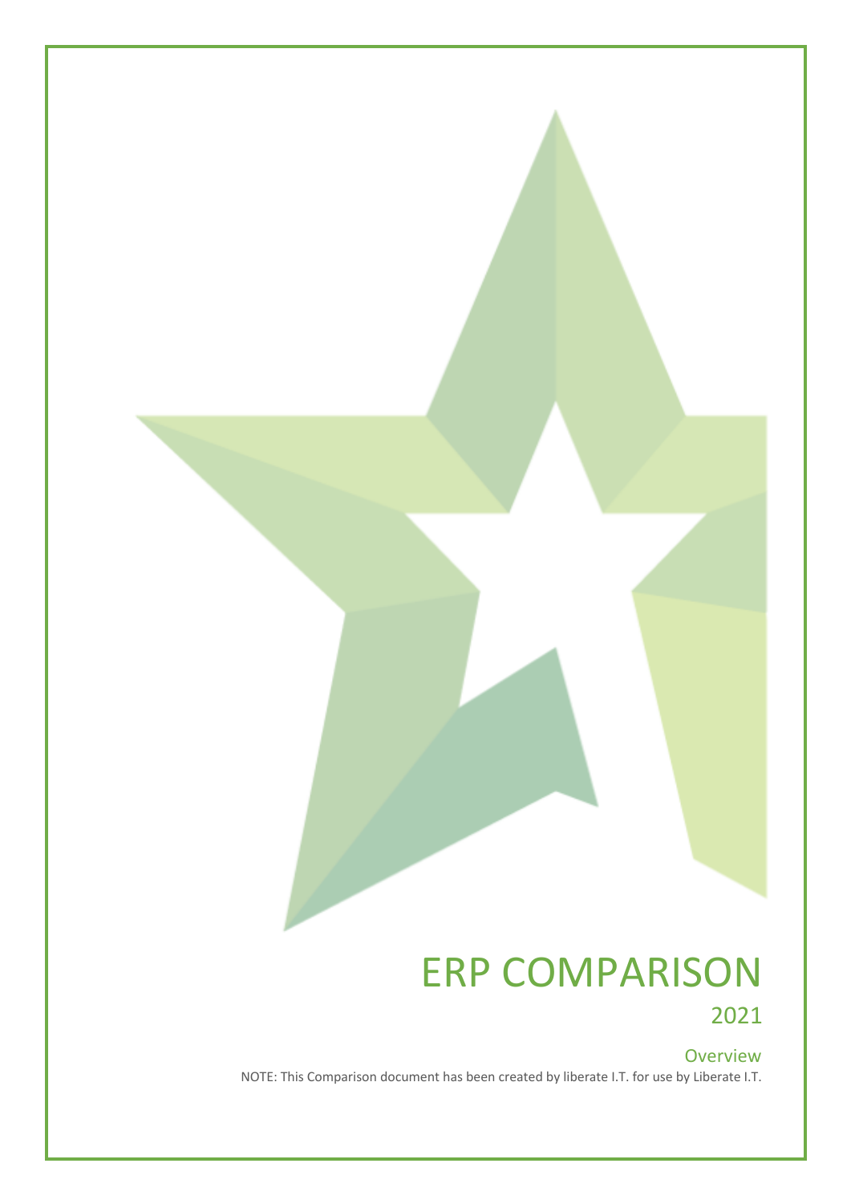# ERP COMPARISON

## 2021

### Overview

NOTE: This Comparison document has been created by liberate I.T. for use by Liberate I.T.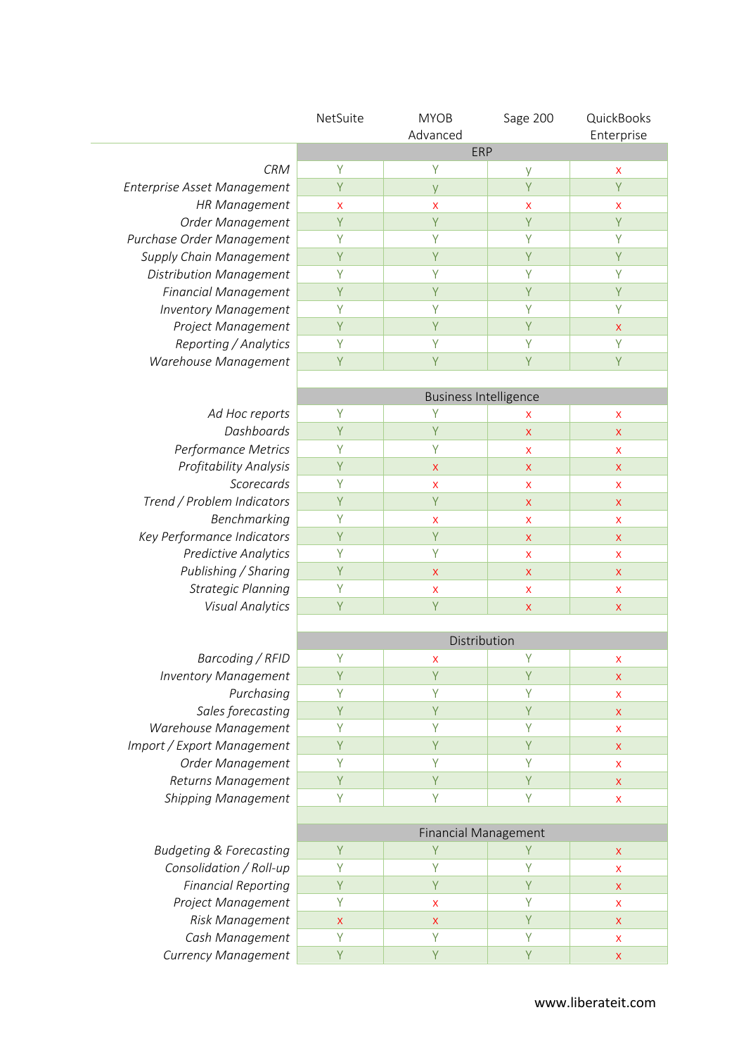| | NetSuite | MYOB Advanced | Sage 200 | QuickBooks Enterprise |
|---|---|---|---|---|
| | | **ERP** | | |
| *CRM* | Y | Y | y | x |
| *Enterprise Asset Management* | Y | y | Y | Y |
| *HR Management* | x | x | x | x |
| *Order Management* | Y | Y | Y | Y |
| *Purchase Order Management* | Y | Y | Y | Y |
| *Supply Chain Management* | Y | Y | Y | Y |
| *Distribution Management* | Y | Y | Y | Y |
| *Financial Management* | Y | Y | Y | Y |
| *Inventory Management* | Y | Y | Y | Y |
| *Project Management* | Y | Y | Y | x |
| *Reporting / Analytics* | Y | Y | Y | Y |
| *Warehouse Management* | Y | Y | Y | Y |
| | | **Business Intelligence** | | |
| *Ad Hoc reports* | Y | Y | x | x |
| *Dashboards* | Y | Y | x | x |
| *Performance Metrics* | Y | Y | x | x |
| *Profitability Analysis* | Y | x | x | x |
| *Scorecards* | Y | x | x | x |
| *Trend / Problem Indicators* | Y | Y | x | x |
| *Benchmarking* | Y | x | x | x |
| *Key Performance Indicators* | Y | Y | x | x |
| *Predictive Analytics* | Y | Y | x | x |
| *Publishing / Sharing* | Y | x | x | x |
| *Strategic Planning* | Y | x | x | x |
| *Visual Analytics* | Y | Y | x | x |
| | | **Distribution** | | |
| *Barcoding / RFID* | Y | x | Y | x |
| *Inventory Management* | Y | Y | Y | x |
| *Purchasing* | Y | Y | Y | x |
| *Sales forecasting* | Y | Y | Y | x |
| *Warehouse Management* | Y | Y | Y | x |
| *Import / Export Management* | Y | Y | Y | x |
| *Order Management* | Y | Y | Y | x |
| *Returns Management* | Y | Y | Y | x |
| *Shipping Management* | Y | Y | Y | x |
| | | **Financial Management** | | |
| *Budgeting & Forecasting* | Y | Y | Y | x |
| *Consolidation / Roll-up* | Y | Y | Y | x |
| *Financial Reporting* | Y | Y | Y | x |
| *Project Management* | Y | x | Y | x |
| *Risk Management* | x | x | Y | x |
| *Cash Management* | Y | Y | Y | x |
| *Currency Management* | Y | Y | Y | x |

www.liberateit.com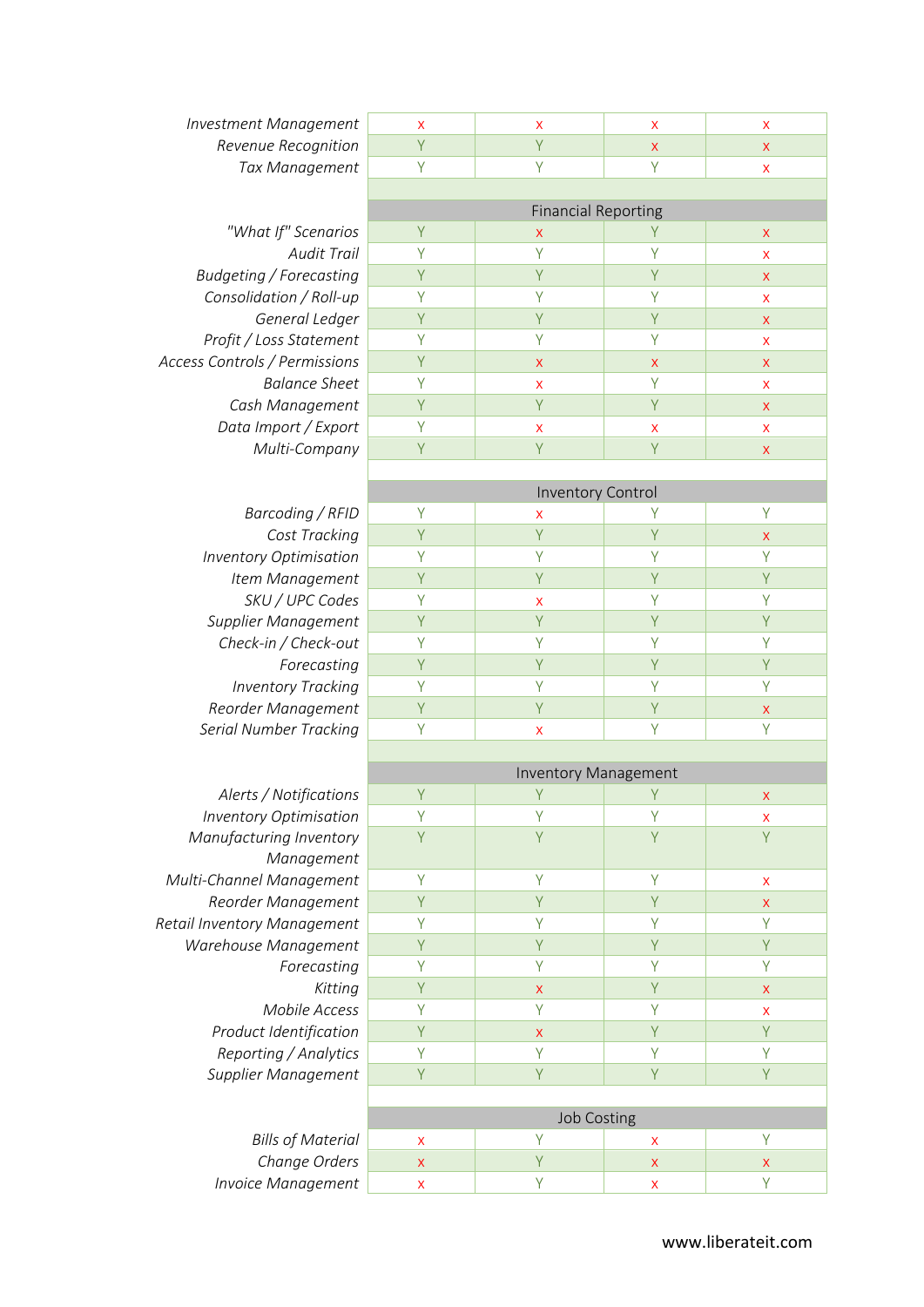| | | | | |
|---|---|---|---|---|
| *Investment Management* | x | x | x | x |
| *Revenue Recognition* | Y | Y | x | x |
| *Tax Management* | Y | Y | Y | x |
| | | | | |
| | **Financial Reporting** | | | |
| *"What If" Scenarios* | Y | x | Y | x |
| *Audit Trail* | Y | Y | Y | x |
| *Budgeting / Forecasting* | Y | Y | Y | x |
| *Consolidation / Roll-up* | Y | Y | Y | x |
| *General Ledger* | Y | Y | Y | x |
| *Profit / Loss Statement* | Y | Y | Y | x |
| *Access Controls / Permissions* | Y | x | x | x |
| *Balance Sheet* | Y | x | Y | x |
| *Cash Management* | Y | Y | Y | x |
| *Data Import / Export* | Y | x | x | x |
| *Multi-Company* | Y | Y | Y | x |
| | | | | |
| | **Inventory Control** | | | |
| *Barcoding / RFID* | Y | x | Y | Y |
| *Cost Tracking* | Y | Y | Y | x |
| *Inventory Optimisation* | Y | Y | Y | Y |
| *Item Management* | Y | Y | Y | Y |
| *SKU / UPC Codes* | Y | x | Y | Y |
| *Supplier Management* | Y | Y | Y | Y |
| *Check-in / Check-out* | Y | Y | Y | Y |
| *Forecasting* | Y | Y | Y | Y |
| *Inventory Tracking* | Y | Y | Y | Y |
| *Reorder Management* | Y | Y | Y | x |
| *Serial Number Tracking* | Y | x | Y | Y |
| | | | | |
| | **Inventory Management** | | | |
| *Alerts / Notifications* | Y | Y | Y | x |
| *Inventory Optimisation* | Y | Y | Y | x |
| *Manufacturing Inventory Management* | Y | Y | Y | Y |
| *Multi-Channel Management* | Y | Y | Y | x |
| *Reorder Management* | Y | Y | Y | x |
| *Retail Inventory Management* | Y | Y | Y | Y |
| *Warehouse Management* | Y | Y | Y | Y |
| *Forecasting* | Y | Y | Y | Y |
| *Kitting* | Y | x | Y | x |
| *Mobile Access* | Y | Y | Y | x |
| *Product Identification* | Y | x | Y | Y |
| *Reporting / Analytics* | Y | Y | Y | Y |
| *Supplier Management* | Y | Y | Y | Y |
| | | | | |
| | **Job Costing** | | | |
| *Bills of Material* | x | Y | x | Y |
| *Change Orders* | x | Y | x | x |
| *Invoice Management* | x | Y | x | Y |

www.liberateit.com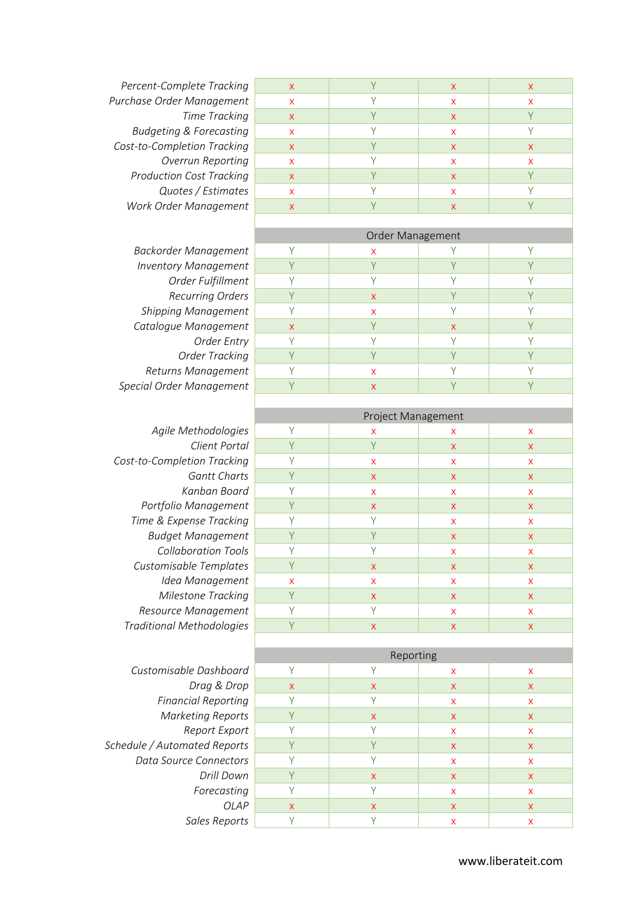| | | | | |
|---|---|---|---|---|
| *Percent-Complete Tracking* | x | Y | x | x |
| *Purchase Order Management* | x | Y | x | x |
| *Time Tracking* | x | Y | x | Y |
| *Budgeting & Forecasting* | x | Y | x | Y |
| *Cost-to-Completion Tracking* | x | Y | x | x |
| *Overrun Reporting* | x | Y | x | x |
| *Production Cost Tracking* | x | Y | x | Y |
| *Quotes / Estimates* | x | Y | x | Y |
| *Work Order Management* | x | Y | x | Y |
| | | | | |
| | Order Management | | | |
| *Backorder Management* | Y | x | Y | Y |
| *Inventory Management* | Y | Y | Y | Y |
| *Order Fulfillment* | Y | Y | Y | Y |
| *Recurring Orders* | Y | x | Y | Y |
| *Shipping Management* | Y | x | Y | Y |
| *Catalogue Management* | x | Y | x | Y |
| *Order Entry* | Y | Y | Y | Y |
| *Order Tracking* | Y | Y | Y | Y |
| *Returns Management* | Y | x | Y | Y |
| *Special Order Management* | Y | x | Y | Y |
| | | | | |
| | Project Management | | | |
| *Agile Methodologies* | Y | x | x | x |
| *Client Portal* | Y | Y | x | x |
| *Cost-to-Completion Tracking* | Y | x | x | x |
| *Gantt Charts* | Y | x | x | x |
| *Kanban Board* | Y | x | x | x |
| *Portfolio Management* | Y | x | x | x |
| *Time & Expense Tracking* | Y | Y | x | x |
| *Budget Management* | Y | Y | x | x |
| *Collaboration Tools* | Y | Y | x | x |
| *Customisable Templates* | Y | x | x | x |
| *Idea Management* | x | x | x | x |
| *Milestone Tracking* | Y | x | x | x |
| *Resource Management* | Y | Y | x | x |
| *Traditional Methodologies* | Y | x | x | x |
| | | | | |
| | Reporting | | | |
| *Customisable Dashboard* | Y | Y | x | x |
| *Drag & Drop* | x | x | x | x |
| *Financial Reporting* | Y | Y | x | x |
| *Marketing Reports* | Y | x | x | x |
| *Report Export* | Y | Y | x | x |
| *Schedule / Automated Reports* | Y | Y | x | x |
| *Data Source Connectors* | Y | Y | x | x |
| *Drill Down* | Y | x | x | x |
| *Forecasting* | Y | Y | x | x |
| *OLAP* | x | x | x | x |
| *Sales Reports* | Y | Y | x | x |

www.liberateit.com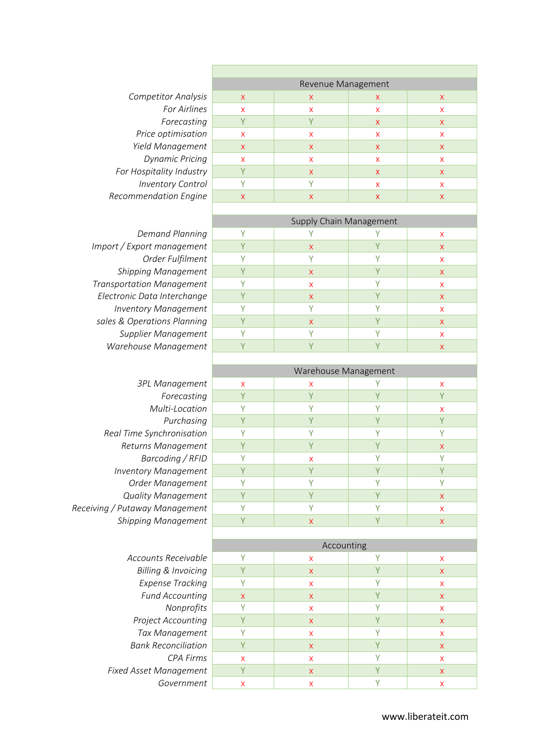| | | | | |
|---|---|---|---|---|
| | Revenue Management | | | |
| *Competitor Analysis* | x | x | x | x |
| *For Airlines* | x | x | x | x |
| *Forecasting* | Y | Y | x | x |
| *Price optimisation* | x | x | x | x |
| *Yield Management* | x | x | x | x |
| *Dynamic Pricing* | x | x | x | x |
| *For Hospitality Industry* | Y | x | x | x |
| *Inventory Control* | Y | Y | x | x |
| *Recommendation Engine* | x | x | x | x |
| | | | | |
| | Supply Chain Management | | | |
| *Demand Planning* | Y | Y | Y | x |
| *Import / Export management* | Y | x | Y | x |
| *Order Fulfilment* | Y | Y | Y | x |
| *Shipping Management* | Y | x | Y | x |
| *Transportation Management* | Y | x | Y | x |
| *Electronic Data Interchange* | Y | x | Y | x |
| *Inventory Management* | Y | Y | Y | x |
| *sales & Operations Planning* | Y | x | Y | x |
| *Supplier Management* | Y | Y | Y | x |
| *Warehouse Management* | Y | Y | Y | x |
| | | | | |
| | Warehouse Management | | | |
| *3PL Management* | x | x | Y | x |
| *Forecasting* | Y | Y | Y | Y |
| *Multi-Location* | Y | Y | Y | x |
| *Purchasing* | Y | Y | Y | Y |
| *Real Time Synchronisation* | Y | Y | Y | Y |
| *Returns Management* | Y | Y | Y | x |
| *Barcoding / RFID* | Y | x | Y | Y |
| *Inventory Management* | Y | Y | Y | Y |
| *Order Management* | Y | Y | Y | Y |
| *Quality Management* | Y | Y | Y | x |
| *Receiving / Putaway Management* | Y | Y | Y | x |
| *Shipping Management* | Y | x | Y | x |
| | | | | |
| | Accounting | | | |
| *Accounts Receivable* | Y | x | Y | x |
| *Billing & Invoicing* | Y | x | Y | x |
| *Expense Tracking* | Y | x | Y | x |
| *Fund Accounting* | x | x | Y | x |
| *Nonprofits* | Y | x | Y | x |
| *Project Accounting* | Y | x | Y | x |
| *Tax Management* | Y | x | Y | x |
| *Bank Reconciliation* | Y | x | Y | x |
| *CPA Firms* | x | x | Y | x |
| *Fixed Asset Management* | Y | x | Y | x |
| *Government* | x | x | Y | x |

www.liberateit.com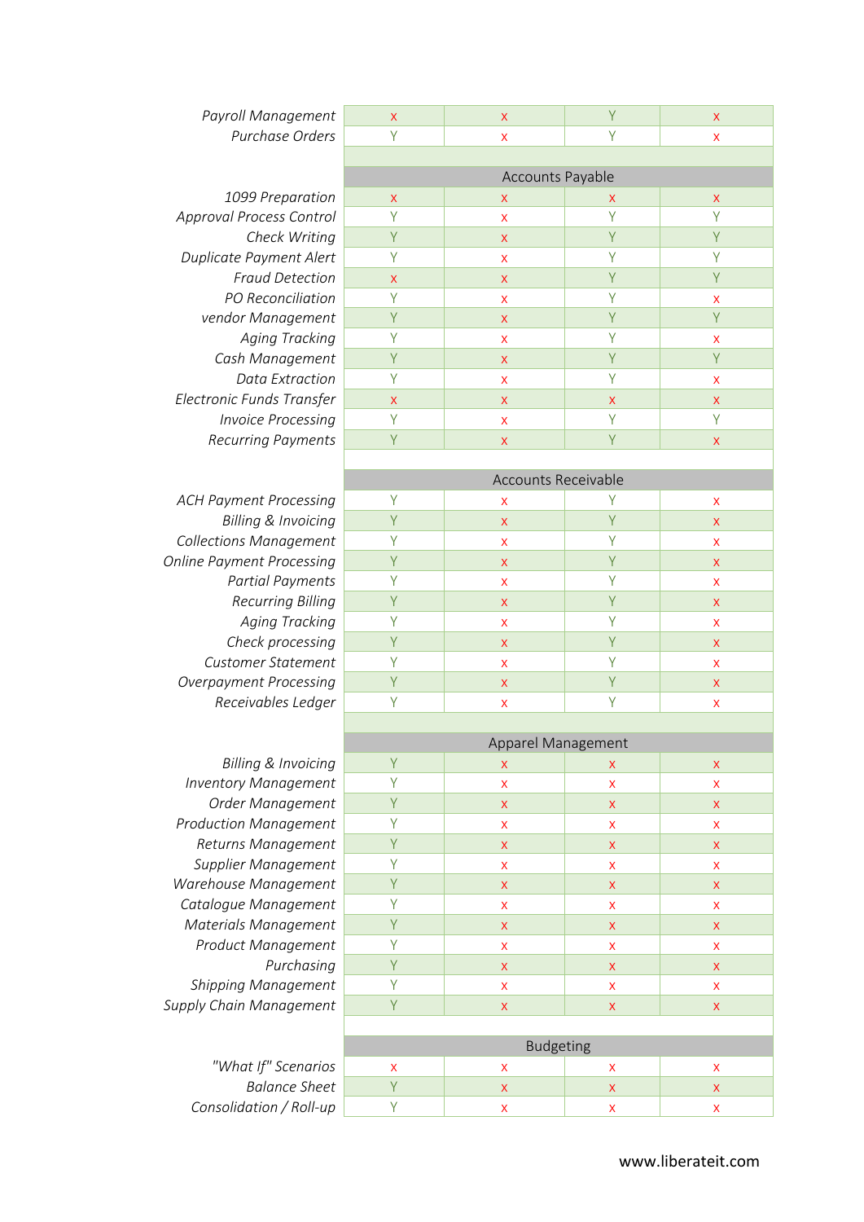| | | | | |
|---|---|---|---|---|
| *Payroll Management* | x | x | Y | x |
| *Purchase Orders* | Y | x | Y | x |
| | | | | |
| | Accounts Payable | | | |
| *1099 Preparation* | x | x | x | x |
| *Approval Process Control* | Y | x | Y | Y |
| *Check Writing* | Y | x | Y | Y |
| *Duplicate Payment Alert* | Y | x | Y | Y |
| *Fraud Detection* | x | x | Y | Y |
| *PO Reconciliation* | Y | x | Y | x |
| *vendor Management* | Y | x | Y | Y |
| *Aging Tracking* | Y | x | Y | x |
| *Cash Management* | Y | x | Y | Y |
| *Data Extraction* | Y | x | Y | x |
| *Electronic Funds Transfer* | x | x | x | x |
| *Invoice Processing* | Y | x | Y | Y |
| *Recurring Payments* | Y | x | Y | x |
| | | | | |
| | Accounts Receivable | | | |
| *ACH Payment Processing* | Y | x | Y | x |
| *Billing & Invoicing* | Y | x | Y | x |
| *Collections Management* | Y | x | Y | x |
| *Online Payment Processing* | Y | x | Y | x |
| *Partial Payments* | Y | x | Y | x |
| *Recurring Billing* | Y | x | Y | x |
| *Aging Tracking* | Y | x | Y | x |
| *Check processing* | Y | x | Y | x |
| *Customer Statement* | Y | x | Y | x |
| *Overpayment Processing* | Y | x | Y | x |
| *Receivables Ledger* | Y | x | Y | x |
| | | | | |
| | Apparel Management | | | |
| *Billing & Invoicing* | Y | x | x | x |
| *Inventory Management* | Y | x | x | x |
| *Order Management* | Y | x | x | x |
| *Production Management* | Y | x | x | x |
| *Returns Management* | Y | x | x | x |
| *Supplier Management* | Y | x | x | x |
| *Warehouse Management* | Y | x | x | x |
| *Catalogue Management* | Y | x | x | x |
| *Materials Management* | Y | x | x | x |
| *Product Management* | Y | x | x | x |
| *Purchasing* | Y | x | x | x |
| *Shipping Management* | Y | x | x | x |
| *Supply Chain Management* | Y | x | x | x |
| | | | | |
| | Budgeting | | | |
| *"What If" Scenarios* | x | x | x | x |
| *Balance Sheet* | Y | x | x | x |
| *Consolidation / Roll-up* | Y | x | x | x |

www.liberateit.com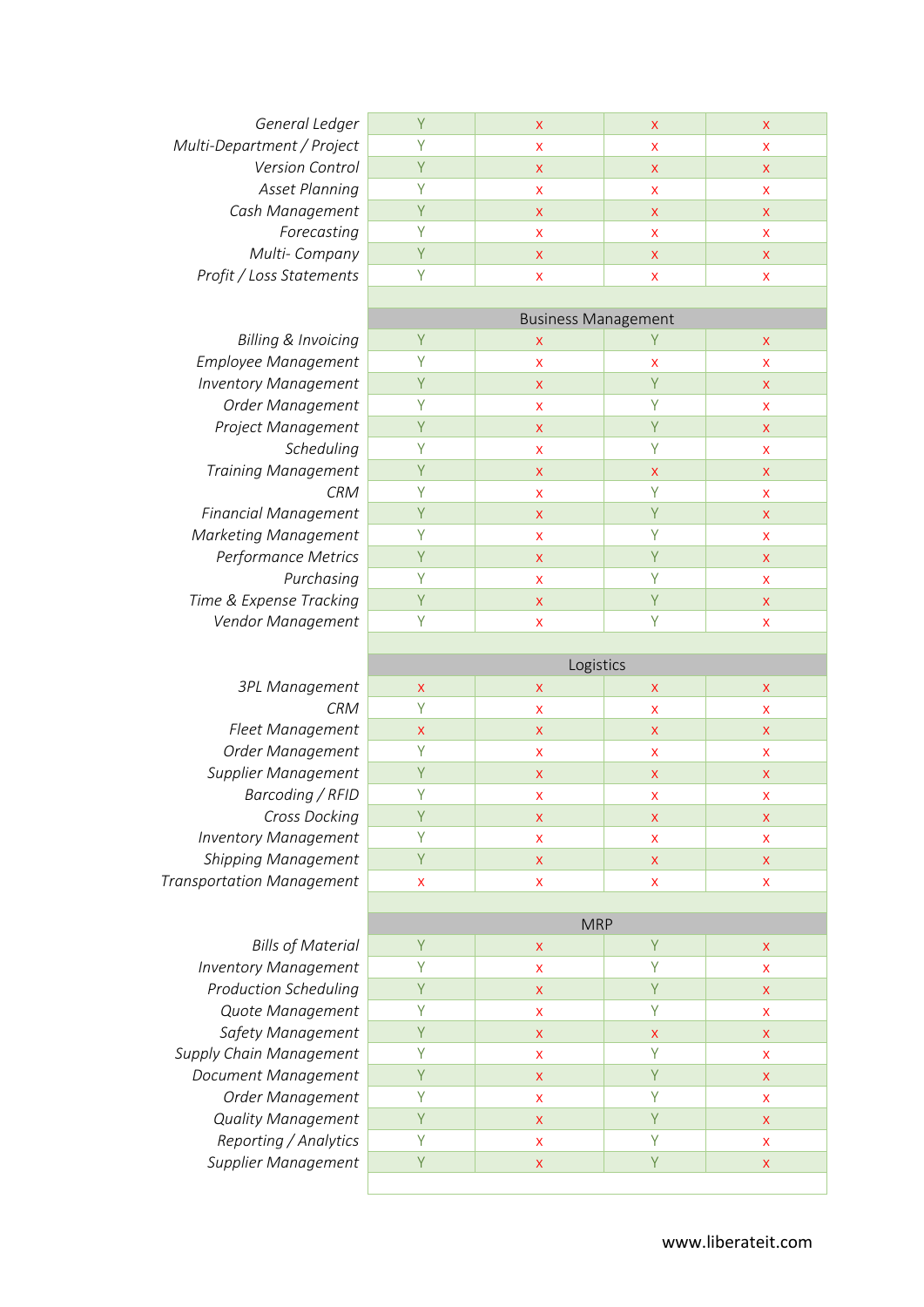| | | | | |
|---|---|---|---|---|
| *General Ledger* | Y | x | x | x |
| *Multi-Department / Project* | Y | x | x | x |
| *Version Control* | Y | x | x | x |
| *Asset Planning* | Y | x | x | x |
| *Cash Management* | Y | x | x | x |
| *Forecasting* | Y | x | x | x |
| *Multi- Company* | Y | x | x | x |
| *Profit / Loss Statements* | Y | x | x | x |
| | | | | |
| | Business Management | | | |
| *Billing & Invoicing* | Y | x | Y | x |
| *Employee Management* | Y | x | x | x |
| *Inventory Management* | Y | x | Y | x |
| *Order Management* | Y | x | Y | x |
| *Project Management* | Y | x | Y | x |
| *Scheduling* | Y | x | Y | x |
| *Training Management* | Y | x | x | x |
| *CRM* | Y | x | Y | x |
| *Financial Management* | Y | x | Y | x |
| *Marketing Management* | Y | x | Y | x |
| *Performance Metrics* | Y | x | Y | x |
| *Purchasing* | Y | x | Y | x |
| *Time & Expense Tracking* | Y | x | Y | x |
| *Vendor Management* | Y | x | Y | x |
| | | | | |
| | Logistics | | | |
| *3PL Management* | x | x | x | x |
| *CRM* | Y | x | x | x |
| *Fleet Management* | x | x | x | x |
| *Order Management* | Y | x | x | x |
| *Supplier Management* | Y | x | x | x |
| *Barcoding / RFID* | Y | x | x | x |
| *Cross Docking* | Y | x | x | x |
| *Inventory Management* | Y | x | x | x |
| *Shipping Management* | Y | x | x | x |
| *Transportation Management* | x | x | x | x |
| | | | | |
| | MRP | | | |
| *Bills of Material* | Y | x | Y | x |
| *Inventory Management* | Y | x | Y | x |
| *Production Scheduling* | Y | x | Y | x |
| *Quote Management* | Y | x | Y | x |
| *Safety Management* | Y | x | x | x |
| *Supply Chain Management* | Y | x | Y | x |
| *Document Management* | Y | x | Y | x |
| *Order Management* | Y | x | Y | x |
| *Quality Management* | Y | x | Y | x |
| *Reporting / Analytics* | Y | x | Y | x |
| *Supplier Management* | Y | x | Y | x |

www.liberateit.com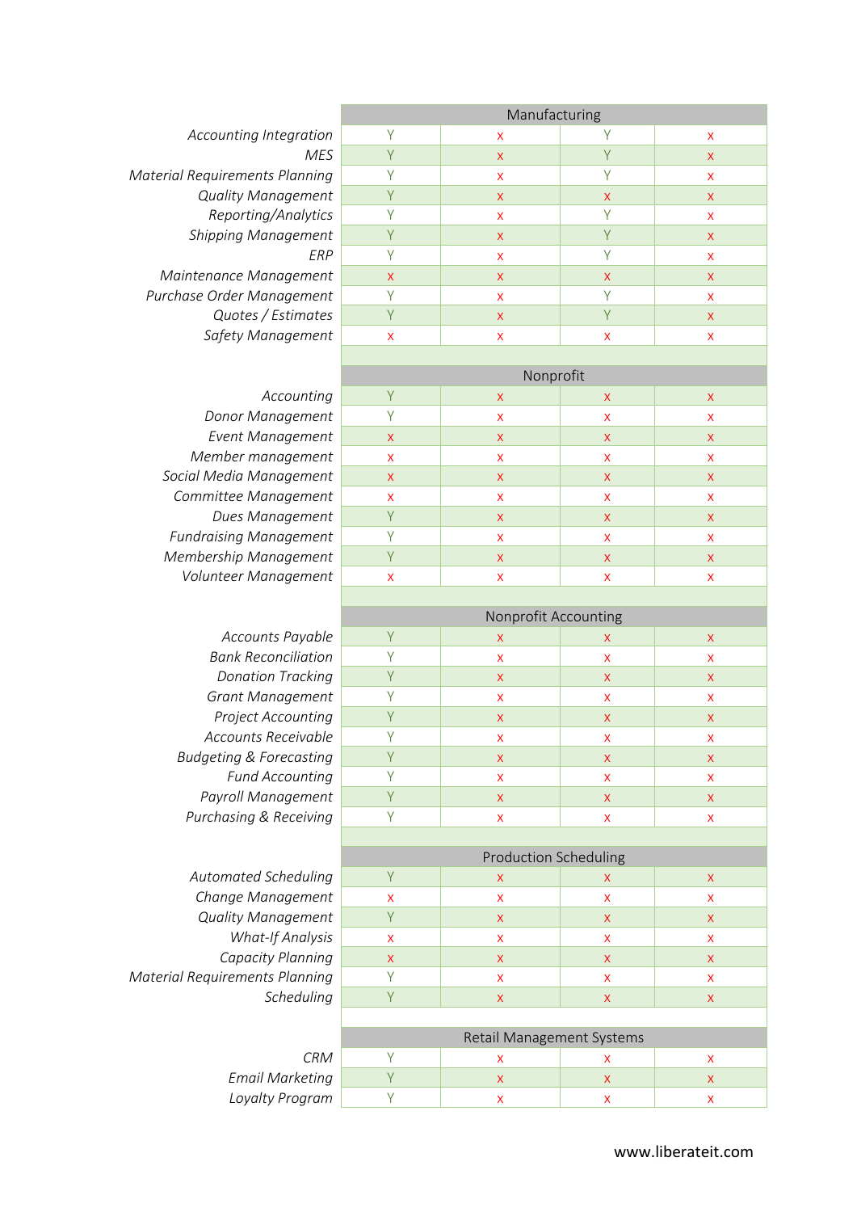| | Manufacturing | | | |
|---|---|---|---|---|
| *Accounting Integration* | Y | x | Y | x |
| *MES* | Y | x | Y | x |
| *Material Requirements Planning* | Y | x | Y | x |
| *Quality Management* | Y | x | x | x |
| *Reporting/Analytics* | Y | x | Y | x |
| *Shipping Management* | Y | x | Y | x |
| *ERP* | Y | x | Y | x |
| *Maintenance Management* | x | x | x | x |
| *Purchase Order Management* | Y | x | Y | x |
| *Quotes / Estimates* | Y | x | Y | x |
| *Safety Management* | x | x | x | x |
| | | | | |
| | Nonprofit | | | |
| *Accounting* | Y | x | x | x |
| *Donor Management* | Y | x | x | x |
| *Event Management* | x | x | x | x |
| *Member management* | x | x | x | x |
| *Social Media Management* | x | x | x | x |
| *Committee Management* | x | x | x | x |
| *Dues Management* | Y | x | x | x |
| *Fundraising Management* | Y | x | x | x |
| *Membership Management* | Y | x | x | x |
| *Volunteer Management* | x | x | x | x |
| | | | | |
| | Nonprofit Accounting | | | |
| *Accounts Payable* | Y | x | x | x |
| *Bank Reconciliation* | Y | x | x | x |
| *Donation Tracking* | Y | x | x | x |
| *Grant Management* | Y | x | x | x |
| *Project Accounting* | Y | x | x | x |
| *Accounts Receivable* | Y | x | x | x |
| *Budgeting & Forecasting* | Y | x | x | x |
| *Fund Accounting* | Y | x | x | x |
| *Payroll Management* | Y | x | x | x |
| *Purchasing & Receiving* | Y | x | x | x |
| | | | | |
| | Production Scheduling | | | |
| *Automated Scheduling* | Y | x | x | x |
| *Change Management* | x | x | x | x |
| *Quality Management* | Y | x | x | x |
| *What-If Analysis* | x | x | x | x |
| *Capacity Planning* | x | x | x | x |
| *Material Requirements Planning* | Y | x | x | x |
| *Scheduling* | Y | x | x | x |
| | | | | |
| | Retail Management Systems | | | |
| *CRM* | Y | x | x | x |
| *Email Marketing* | Y | x | x | x |
| *Loyalty Program* | Y | x | x | x |

www.liberateit.com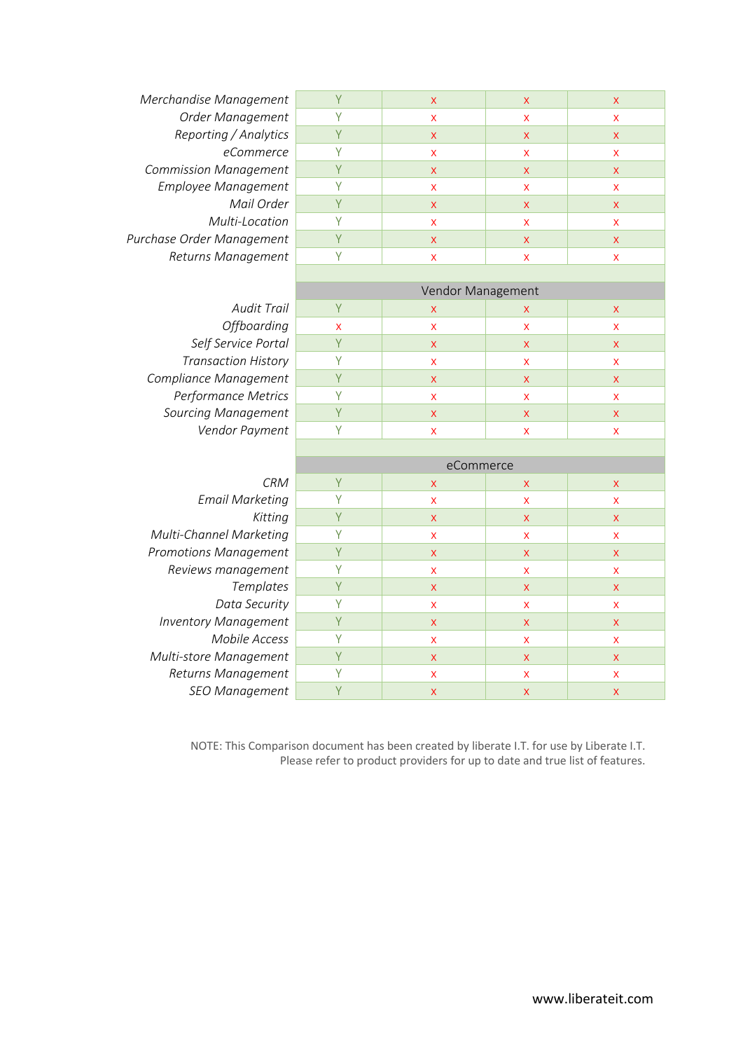| | | | | |
|---|---|---|---|---|
| *Merchandise Management* | Y | x | x | x |
| *Order Management* | Y | x | x | x |
| *Reporting / Analytics* | Y | x | x | x |
| *eCommerce* | Y | x | x | x |
| *Commission Management* | Y | x | x | x |
| *Employee Management* | Y | x | x | x |
| *Mail Order* | Y | x | x | x |
| *Multi-Location* | Y | x | x | x |
| *Purchase Order Management* | Y | x | x | x |
| *Returns Management* | Y | x | x | x |
| | | | | |
| | Vendor Management | | | |
| *Audit Trail* | Y | x | x | x |
| *Offboarding* | x | x | x | x |
| *Self Service Portal* | Y | x | x | x |
| *Transaction History* | Y | x | x | x |
| *Compliance Management* | Y | x | x | x |
| *Performance Metrics* | Y | x | x | x |
| *Sourcing Management* | Y | x | x | x |
| *Vendor Payment* | Y | x | x | x |
| | | | | |
| | eCommerce | | | |
| *CRM* | Y | x | x | x |
| *Email Marketing* | Y | x | x | x |
| *Kitting* | Y | x | x | x |
| *Multi-Channel Marketing* | Y | x | x | x |
| *Promotions Management* | Y | x | x | x |
| *Reviews management* | Y | x | x | x |
| *Templates* | Y | x | x | x |
| *Data Security* | Y | x | x | x |
| *Inventory Management* | Y | x | x | x |
| *Mobile Access* | Y | x | x | x |
| *Multi-store Management* | Y | x | x | x |
| *Returns Management* | Y | x | x | x |
| *SEO Management* | Y | x | x | x |

NOTE: This Comparison document has been created by liberate I.T. for use by Liberate I.T.
Please refer to product providers for up to date and true list of features.

www.liberateit.com